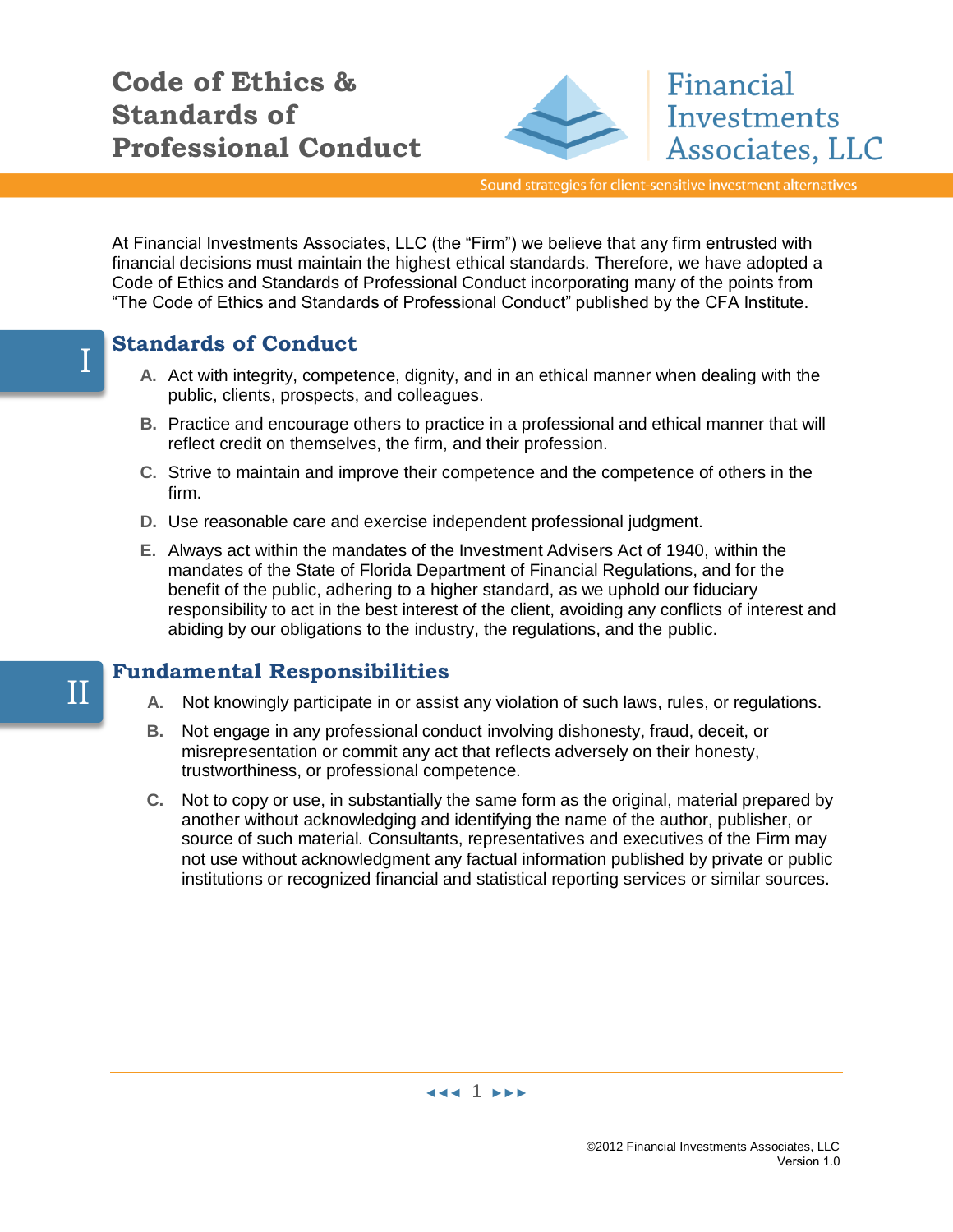# Code of Ethics & Standards of Professional Conduct

Financial Investments Associates, LLC

Sound strategies for client-sensitive investment alternatives

At Financial Investments Associates, LLC (the "Firm") we believe that any firm entrusted with financial decisions must maintain the highest ethical standards. Therefore, we have adopted a Code of Ethics and Standards of Professional Conduct incorporating many of the points from "The Code of Ethics and Standards of Professional Conduct" published by the CFA Institute.

## I Standards of Conduct

A. Act with integrity, competence, dignity, and in an ethical manner when dealing with the public, clients, prospects, and colleagues.

B. Practice and encourage others to practice in a professional and ethical manner that will reflect credit on themselves, the firm, and their profession.

C. Strive to maintain and improve their competence and the competence of others in the firm.

D. Use reasonable care and exercise independent professional judgment.

E. Always act within the mandates of the Investment Advisers Act of 1940, within the mandates of the State of Florida Department of Financial Regulations, and for the benefit of the public, adhering to a higher standard, as we uphold our fiduciary responsibility to act in the best interest of the client, avoiding any conflicts of interest and abiding by our obligations to the industry, the regulations, and the public.

## II Fundamental Responsibilities

A. Not knowingly participate in or assist any violation of such laws, rules, or regulations.

B. Not engage in any professional conduct involving dishonesty, fraud, deceit, or misrepresentation or commit any act that reflects adversely on their honesty, trustworthiness, or professional competence.

C. Not to copy or use, in substantially the same form as the original, material prepared by another without acknowledging and identifying the name of the author, publisher, or source of such material. Consultants, representatives and executives of the Firm may not use without acknowledgment any factual information published by private or public institutions or recognized financial and statistical reporting services or similar sources.

©2012 Financial Investments Associates, LLC
Version 1.0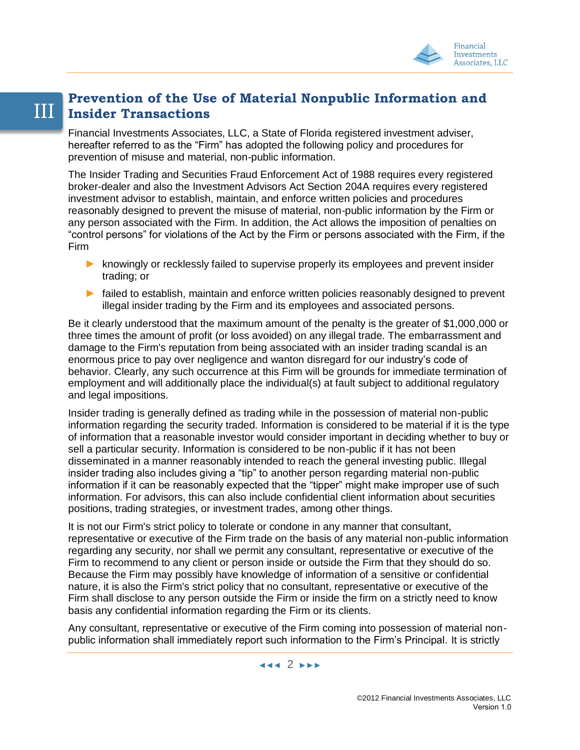# III Prevention of the Use of Material Nonpublic Information and Insider Transactions

Financial Investments Associates, LLC, a State of Florida registered investment adviser, hereafter referred to as the "Firm" has adopted the following policy and procedures for prevention of misuse and material, non-public information.

The Insider Trading and Securities Fraud Enforcement Act of 1988 requires every registered broker-dealer and also the Investment Advisors Act Section 204A requires every registered investment advisor to establish, maintain, and enforce written policies and procedures reasonably designed to prevent the misuse of material, non-public information by the Firm or any person associated with the Firm. In addition, the Act allows the imposition of penalties on "control persons" for violations of the Act by the Firm or persons associated with the Firm, if the Firm

- knowingly or recklessly failed to supervise properly its employees and prevent insider trading; or
- failed to establish, maintain and enforce written policies reasonably designed to prevent illegal insider trading by the Firm and its employees and associated persons.

Be it clearly understood that the maximum amount of the penalty is the greater of $1,000,000 or three times the amount of profit (or loss avoided) on any illegal trade. The embarrassment and damage to the Firm's reputation from being associated with an insider trading scandal is an enormous price to pay over negligence and wanton disregard for our industry's code of behavior. Clearly, any such occurrence at this Firm will be grounds for immediate termination of employment and will additionally place the individual(s) at fault subject to additional regulatory and legal impositions.

Insider trading is generally defined as trading while in the possession of material non-public information regarding the security traded. Information is considered to be material if it is the type of information that a reasonable investor would consider important in deciding whether to buy or sell a particular security. Information is considered to be non-public if it has not been disseminated in a manner reasonably intended to reach the general investing public. Illegal insider trading also includes giving a "tip" to another person regarding material non-public information if it can be reasonably expected that the "tipper" might make improper use of such information. For advisors, this can also include confidential client information about securities positions, trading strategies, or investment trades, among other things.

It is not our Firm's strict policy to tolerate or condone in any manner that consultant, representative or executive of the Firm trade on the basis of any material non-public information regarding any security, nor shall we permit any consultant, representative or executive of the Firm to recommend to any client or person inside or outside the Firm that they should do so. Because the Firm may possibly have knowledge of information of a sensitive or confidential nature, it is also the Firm's strict policy that no consultant, representative or executive of the Firm shall disclose to any person outside the Firm or inside the firm on a strictly need to know basis any confidential information regarding the Firm or its clients.

Any consultant, representative or executive of the Firm coming into possession of material non-public information shall immediately report such information to the Firm's Principal. It is strictly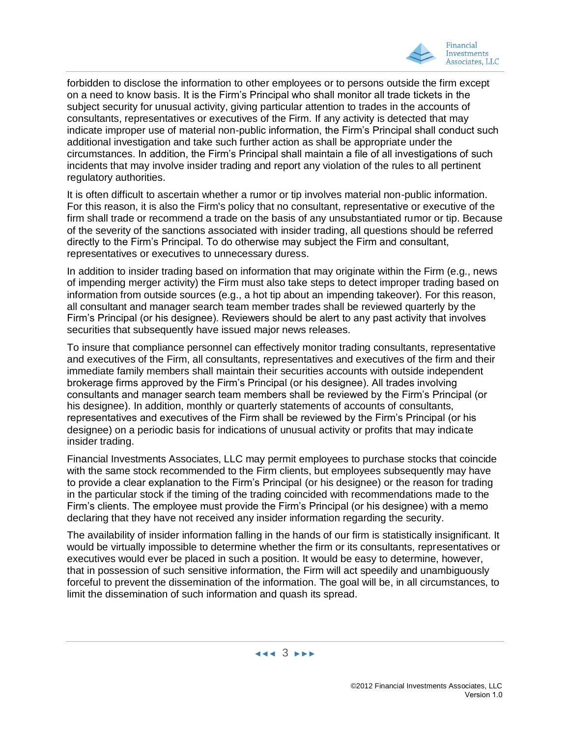forbidden to disclose the information to other employees or to persons outside the firm except on a need to know basis. It is the Firm's Principal who shall monitor all trade tickets in the subject security for unusual activity, giving particular attention to trades in the accounts of consultants, representatives or executives of the Firm. If any activity is detected that may indicate improper use of material non-public information, the Firm's Principal shall conduct such additional investigation and take such further action as shall be appropriate under the circumstances. In addition, the Firm's Principal shall maintain a file of all investigations of such incidents that may involve insider trading and report any violation of the rules to all pertinent regulatory authorities.

It is often difficult to ascertain whether a rumor or tip involves material non-public information. For this reason, it is also the Firm's policy that no consultant, representative or executive of the firm shall trade or recommend a trade on the basis of any unsubstantiated rumor or tip. Because of the severity of the sanctions associated with insider trading, all questions should be referred directly to the Firm's Principal. To do otherwise may subject the Firm and consultant, representatives or executives to unnecessary duress.

In addition to insider trading based on information that may originate within the Firm (e.g., news of impending merger activity) the Firm must also take steps to detect improper trading based on information from outside sources (e.g., a hot tip about an impending takeover). For this reason, all consultant and manager search team member trades shall be reviewed quarterly by the Firm's Principal (or his designee). Reviewers should be alert to any past activity that involves securities that subsequently have issued major news releases.

To insure that compliance personnel can effectively monitor trading consultants, representative and executives of the Firm, all consultants, representatives and executives of the firm and their immediate family members shall maintain their securities accounts with outside independent brokerage firms approved by the Firm's Principal (or his designee). All trades involving consultants and manager search team members shall be reviewed by the Firm's Principal (or his designee). In addition, monthly or quarterly statements of accounts of consultants, representatives and executives of the Firm shall be reviewed by the Firm's Principal (or his designee) on a periodic basis for indications of unusual activity or profits that may indicate insider trading.

Financial Investments Associates, LLC may permit employees to purchase stocks that coincide with the same stock recommended to the Firm clients, but employees subsequently may have to provide a clear explanation to the Firm's Principal (or his designee) or the reason for trading in the particular stock if the timing of the trading coincided with recommendations made to the Firm's clients. The employee must provide the Firm's Principal (or his designee) with a memo declaring that they have not received any insider information regarding the security.

The availability of insider information falling in the hands of our firm is statistically insignificant. It would be virtually impossible to determine whether the firm or its consultants, representatives or executives would ever be placed in such a position. It would be easy to determine, however, that in possession of such sensitive information, the Firm will act speedily and unambiguously forceful to prevent the dissemination of the information. The goal will be, in all circumstances, to limit the dissemination of such information and quash its spread.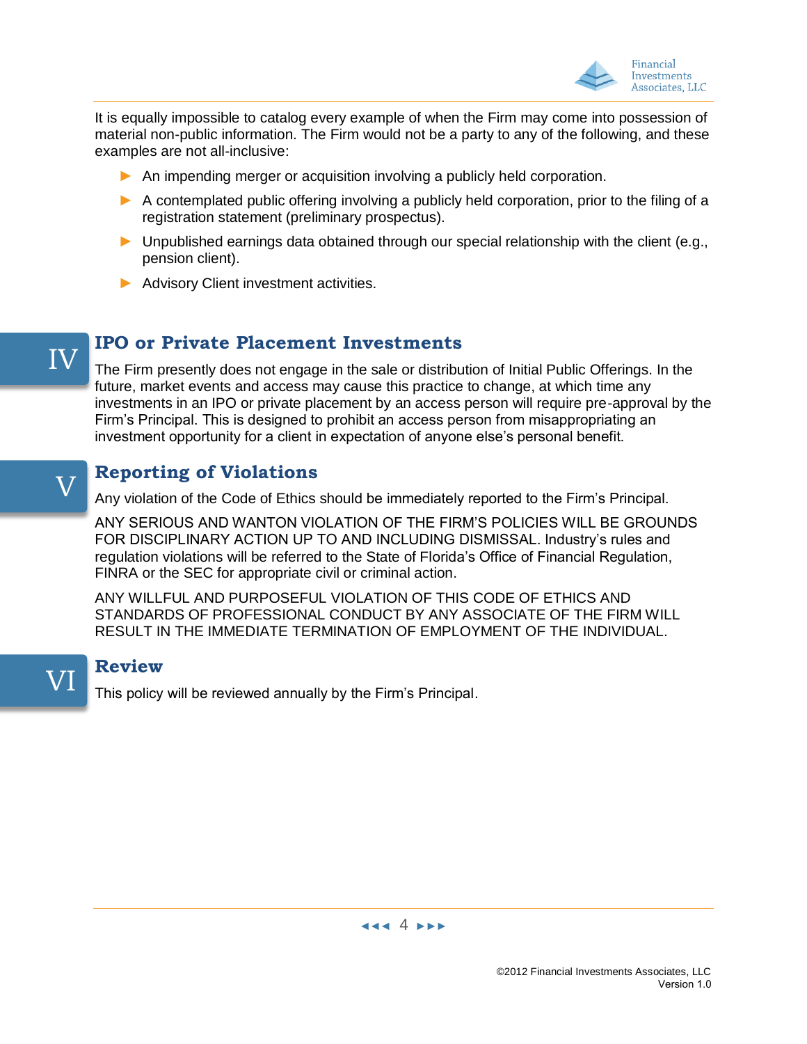It is equally impossible to catalog every example of when the Firm may come into possession of material non-public information. The Firm would not be a party to any of the following, and these examples are not all-inclusive:

- An impending merger or acquisition involving a publicly held corporation.
- A contemplated public offering involving a publicly held corporation, prior to the filing of a registration statement (preliminary prospectus).
- Unpublished earnings data obtained through our special relationship with the client (e.g., pension client).
- Advisory Client investment activities.

## IV IPO or Private Placement Investments

The Firm presently does not engage in the sale or distribution of Initial Public Offerings. In the future, market events and access may cause this practice to change, at which time any investments in an IPO or private placement by an access person will require pre-approval by the Firm's Principal. This is designed to prohibit an access person from misappropriating an investment opportunity for a client in expectation of anyone else's personal benefit.

## V Reporting of Violations

Any violation of the Code of Ethics should be immediately reported to the Firm's Principal.

ANY SERIOUS AND WANTON VIOLATION OF THE FIRM'S POLICIES WILL BE GROUNDS FOR DISCIPLINARY ACTION UP TO AND INCLUDING DISMISSAL. Industry's rules and regulation violations will be referred to the State of Florida's Office of Financial Regulation, FINRA or the SEC for appropriate civil or criminal action.

ANY WILLFUL AND PURPOSEFUL VIOLATION OF THIS CODE OF ETHICS AND STANDARDS OF PROFESSIONAL CONDUCT BY ANY ASSOCIATE OF THE FIRM WILL RESULT IN THE IMMEDIATE TERMINATION OF EMPLOYMENT OF THE INDIVIDUAL.

## VI Review

This policy will be reviewed annually by the Firm's Principal.